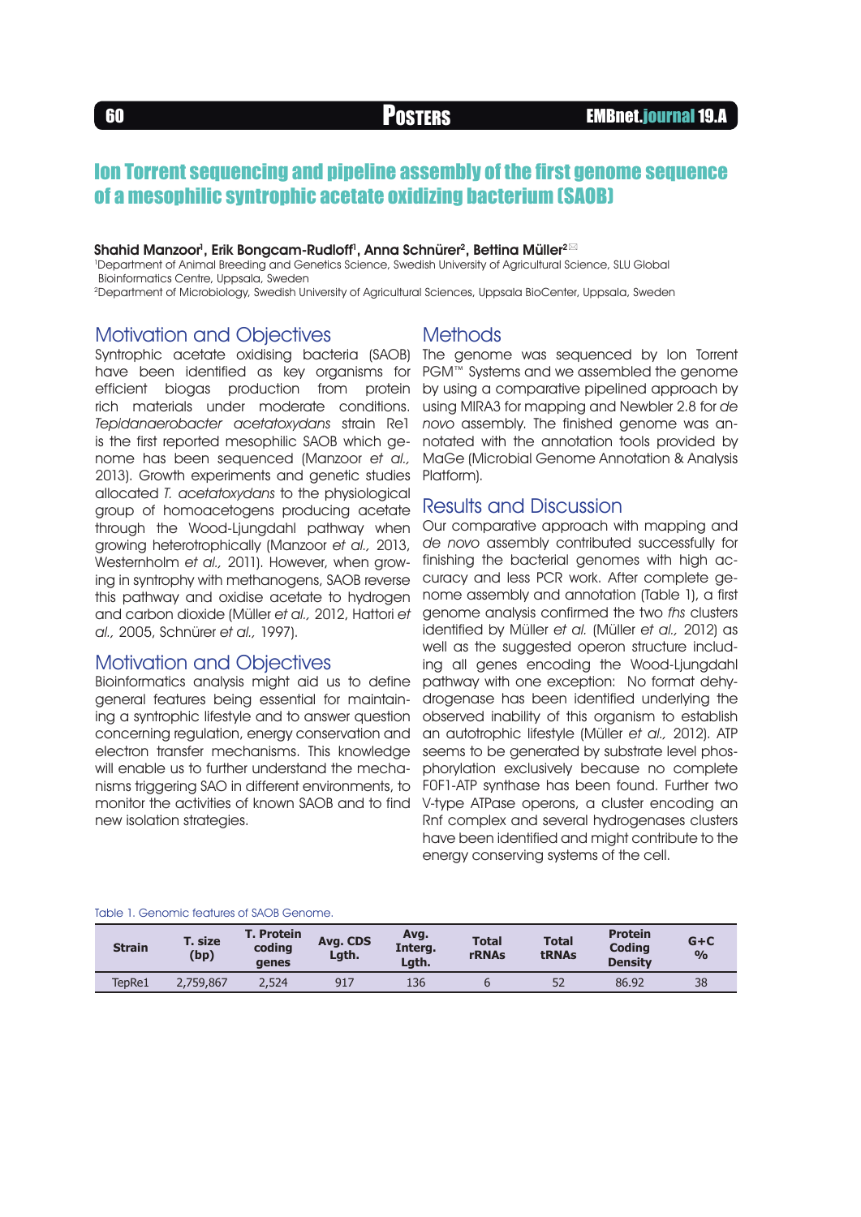# Ion Torrent sequencing and pipeline assembly of the first genome sequence of a mesophilic syntrophic acetate oxidizing bacterium (SAOB)

**Shahid Manzoor[1], Erik Bongcam-Rudloff[1], Anna Schnürer[2], Bettina Müller[2]**

[1]Department of Animal Breeding and Genetics Science, Swedish University of Agricultural Science, SLU Global Bioinformatics Centre, Uppsala, Sweden

[2]Department of Microbiology, Swedish University of Agricultural Sciences, Uppsala BioCenter, Uppsala, Sweden

## Motivation and Objectives

Syntrophic acetate oxidising bacteria (SAOB) have been identified as key organisms for efficient biogas production from protein rich materials under moderate conditions. *Tepidanaerobacter acetatoxydans* strain Re1 is the first reported mesophilic SAOB which genome has been sequenced (Manzoor *et al.,* 2013). Growth experiments and genetic studies allocated *T. acetatoxydans* to the physiological group of homoacetogens producing acetate through the Wood-Ljungdahl pathway when growing heterotrophically (Manzoor *et al.,* 2013, Westernholm *et al.,* 2011). However, when growing in syntrophy with methanogens, SAOB reverse this pathway and oxidise acetate to hydrogen and carbon dioxide (Müller *et al.,* 2012, Hattori *et al.,* 2005, Schnürer *et al.,* 1997).

## Motivation and Objectives

Bioinformatics analysis might aid us to define general features being essential for maintaining a syntrophic lifestyle and to answer question concerning regulation, energy conservation and electron transfer mechanisms. This knowledge will enable us to further understand the mechanisms triggering SAO in different environments, to monitor the activities of known SAOB and to find new isolation strategies.

## Methods

The genome was sequenced by Ion Torrent PGM™ Systems and we assembled the genome by using a comparative pipelined approach by using MIRA3 for mapping and Newbler 2.8 for *de novo* assembly. The finished genome was annotated with the annotation tools provided by MaGe (Microbial Genome Annotation & Analysis Platform).

## Results and Discussion

Our comparative approach with mapping and *de novo* assembly contributed successfully for finishing the bacterial genomes with high accuracy and less PCR work. After complete genome assembly and annotation (Table 1), a first genome analysis confirmed the two *fhs* clusters identified by Müller *et al.* (Müller *et al.,* 2012) as well as the suggested operon structure including all genes encoding the Wood-Ljungdahl pathway with one exception: No format dehydrogenase has been identified underlying the observed inability of this organism to establish an autotrophic lifestyle (Müller *et al.,* 2012). ATP seems to be generated by substrate level phosphorylation exclusively because no complete F0F1-ATP synthase has been found. Further two V-type ATPase operons, a cluster encoding an Rnf complex and several hydrogenases clusters have been identified and might contribute to the energy conserving systems of the cell.

Table 1. Genomic features of SAOB Genome.

| Strain | T. size (bp) | T. Protein coding genes | Avg. CDS Lgth. | Avg. Interg. Lgth. | Total rRNAs | Total tRNAs | Protein Coding Density | G+C % |
|---|---|---|---|---|---|---|---|---|
| TepRe1 | 2,759,867 | 2,524 | 917 | 136 | 6 | 52 | 86.92 | 38 |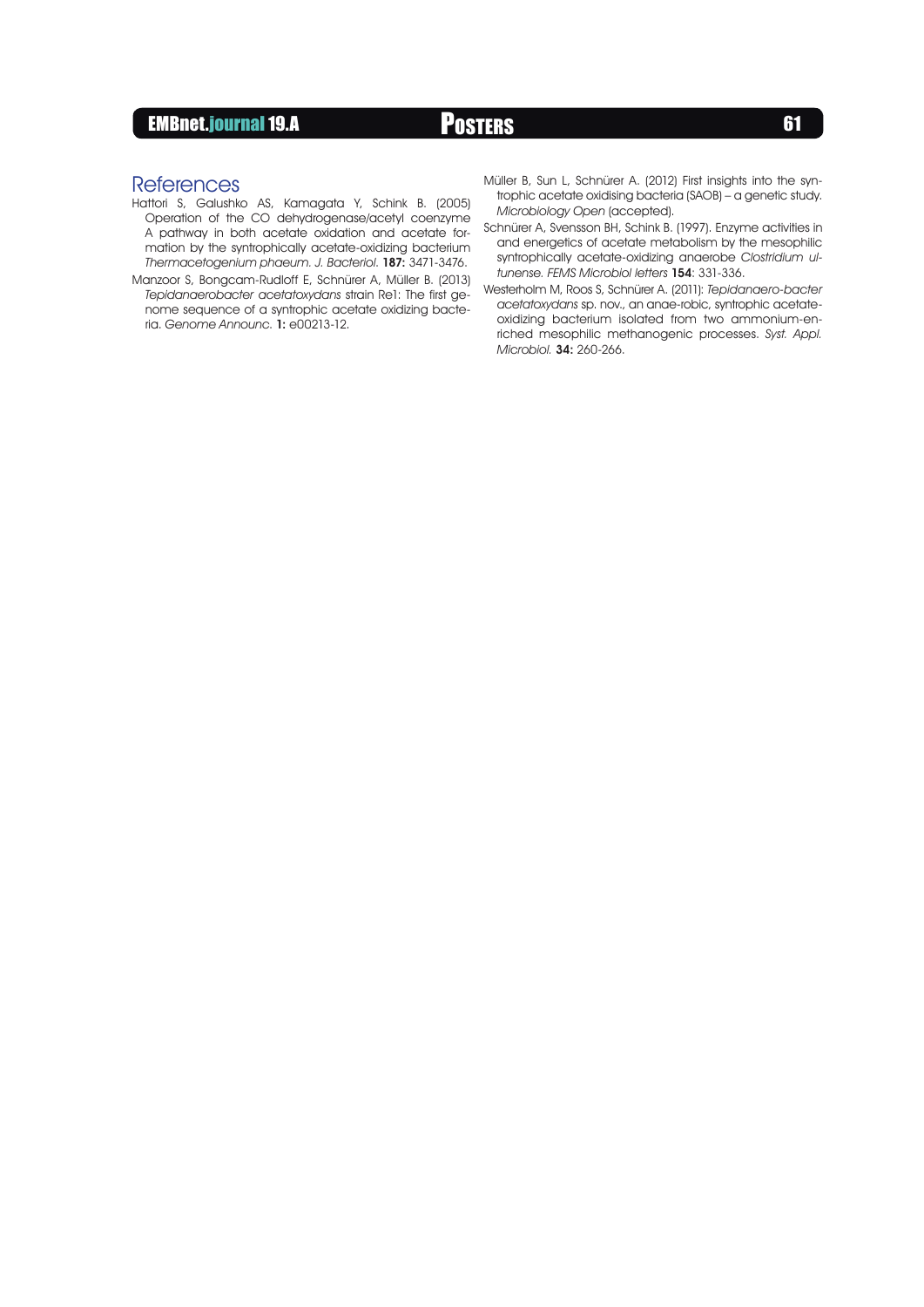## References

Hattori S, Galushko AS, Kamagata Y, Schink B. (2005) Operation of the CO dehydrogenase/acetyl coenzyme A pathway in both acetate oxidation and acetate formation by the syntrophically acetate-oxidizing bacterium *Thermacetogenium phaeum. J. Bacteriol.* **187:** 3471-3476.

Manzoor S, Bongcam-Rudloff E, Schnürer A, Müller B. (2013) *Tepidanaerobacter acetatoxydans* strain Re1: The first genome sequence of a syntrophic acetate oxidizing bacteria. *Genome Announc.* **1:** e00213-12.

Müller B, Sun L, Schnürer A. (2012) First insights into the syntrophic acetate oxidising bacteria (SAOB) – a genetic study. *Microbiology Open* (accepted).

Schnürer A, Svensson BH, Schink B. (1997). Enzyme activities in and energetics of acetate metabolism by the mesophilic syntrophically acetate-oxidizing anaerobe *Clostridium ultunense. FEMS Microbiol letters* **154**: 331-336.

Westerholm M, Roos S, Schnürer A. (2011): *Tepidanaero-bacter acetatoxydans* sp. nov., an anae-robic, syntrophic acetate-oxidizing bacterium isolated from two ammonium-enriched mesophilic methanogenic processes. *Syst. Appl. Microbiol.* **34:** 260-266.